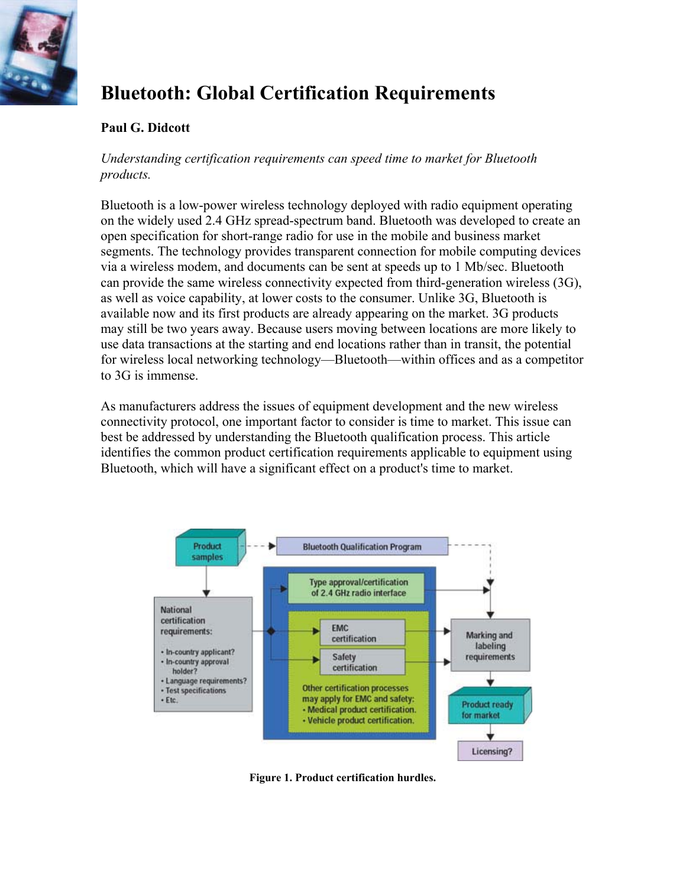# Bluetooth: Global Certification Requirements

**Paul G. Didcott**

*Understanding certification requirements can speed time to market for Bluetooth products.*

Bluetooth is a low-power wireless technology deployed with radio equipment operating on the widely used 2.4 GHz spread-spectrum band. Bluetooth was developed to create an open specification for short-range radio for use in the mobile and business market segments. The technology provides transparent connection for mobile computing devices via a wireless modem, and documents can be sent at speeds up to 1 Mb/sec. Bluetooth can provide the same wireless connectivity expected from third-generation wireless (3G), as well as voice capability, at lower costs to the consumer. Unlike 3G, Bluetooth is available now and its first products are already appearing on the market. 3G products may still be two years away. Because users moving between locations are more likely to use data transactions at the starting and end locations rather than in transit, the potential for wireless local networking technology—Bluetooth—within offices and as a competitor to 3G is immense.

As manufacturers address the issues of equipment development and the new wireless connectivity protocol, one important factor to consider is time to market. This issue can best be addressed by understanding the Bluetooth qualification process. This article identifies the common product certification requirements applicable to equipment using Bluetooth, which will have a significant effect on a product's time to market.

**Figure 1. Product certification hurdles.**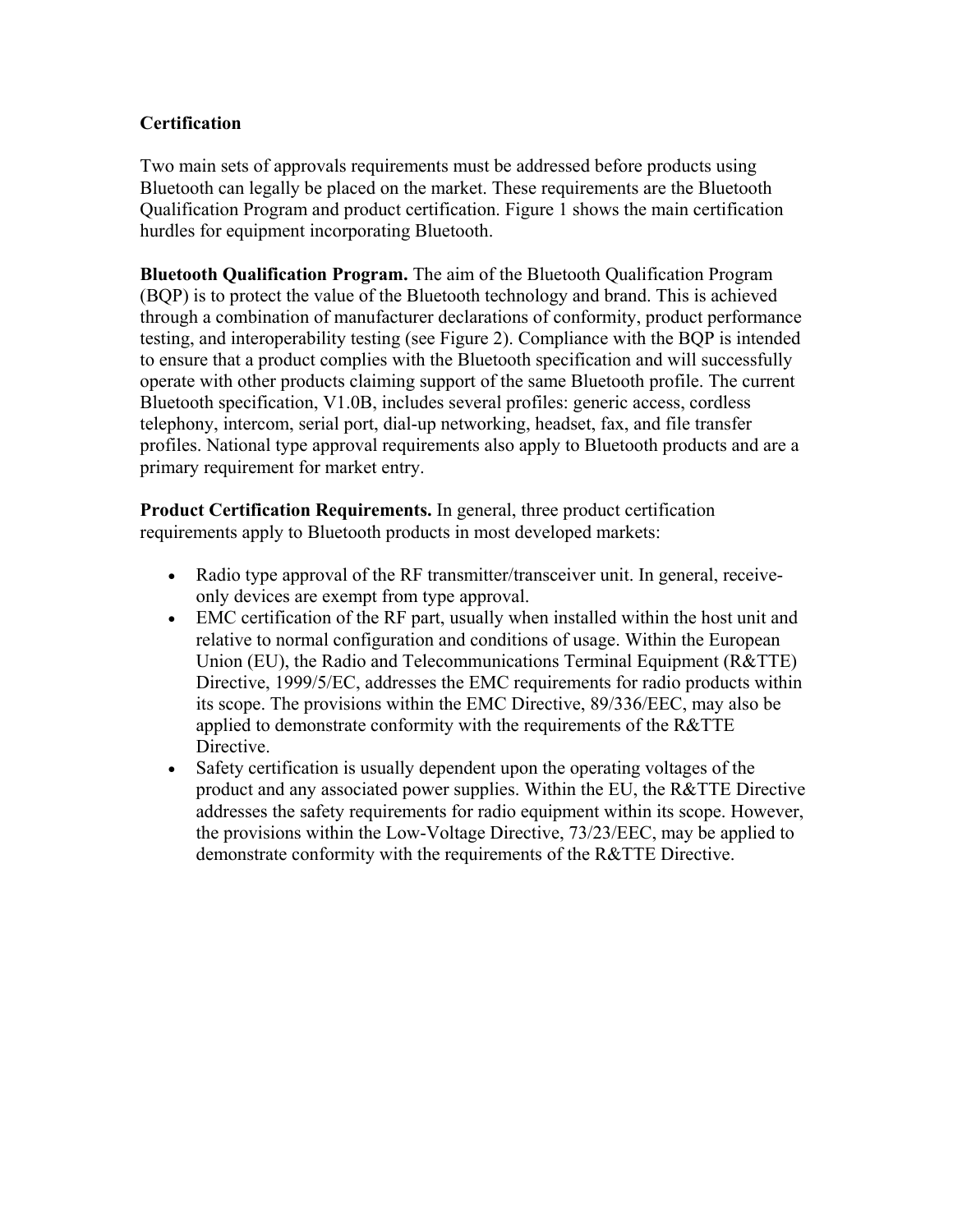## Certification

Two main sets of approvals requirements must be addressed before products using Bluetooth can legally be placed on the market. These requirements are the Bluetooth Qualification Program and product certification. Figure 1 shows the main certification hurdles for equipment incorporating Bluetooth.

**Bluetooth Qualification Program.** The aim of the Bluetooth Qualification Program (BQP) is to protect the value of the Bluetooth technology and brand. This is achieved through a combination of manufacturer declarations of conformity, product performance testing, and interoperability testing (see Figure 2). Compliance with the BQP is intended to ensure that a product complies with the Bluetooth specification and will successfully operate with other products claiming support of the same Bluetooth profile. The current Bluetooth specification, V1.0B, includes several profiles: generic access, cordless telephony, intercom, serial port, dial-up networking, headset, fax, and file transfer profiles. National type approval requirements also apply to Bluetooth products and are a primary requirement for market entry.

**Product Certification Requirements.** In general, three product certification requirements apply to Bluetooth products in most developed markets:

- Radio type approval of the RF transmitter/transceiver unit. In general, receive-only devices are exempt from type approval.
- EMC certification of the RF part, usually when installed within the host unit and relative to normal configuration and conditions of usage. Within the European Union (EU), the Radio and Telecommunications Terminal Equipment (R&TTE) Directive, 1999/5/EC, addresses the EMC requirements for radio products within its scope. The provisions within the EMC Directive, 89/336/EEC, may also be applied to demonstrate conformity with the requirements of the R&TTE Directive.
- Safety certification is usually dependent upon the operating voltages of the product and any associated power supplies. Within the EU, the R&TTE Directive addresses the safety requirements for radio equipment within its scope. However, the provisions within the Low-Voltage Directive, 73/23/EEC, may be applied to demonstrate conformity with the requirements of the R&TTE Directive.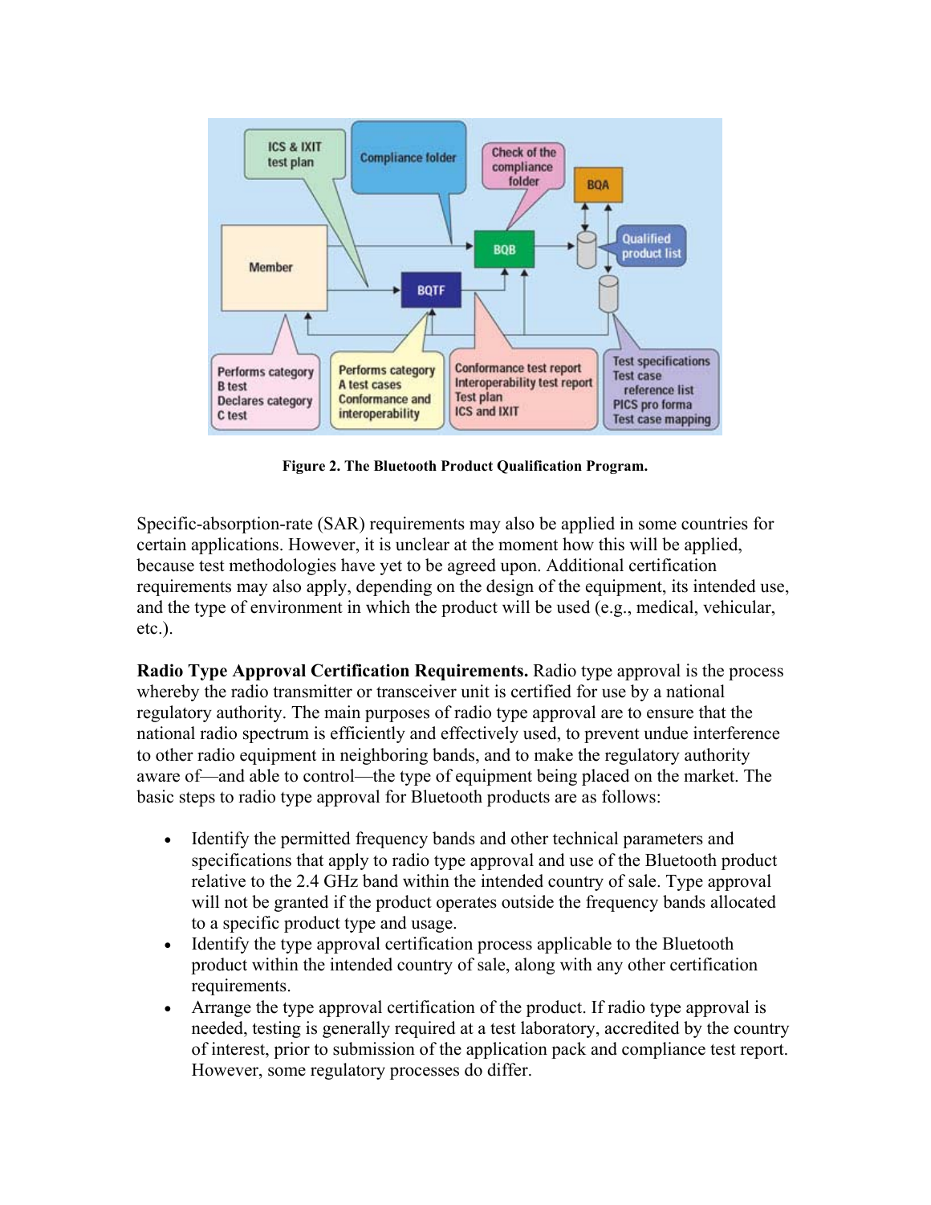**Figure 2. The Bluetooth Product Qualification Program.**

Specific-absorption-rate (SAR) requirements may also be applied in some countries for certain applications. However, it is unclear at the moment how this will be applied, because test methodologies have yet to be agreed upon. Additional certification requirements may also apply, depending on the design of the equipment, its intended use, and the type of environment in which the product will be used (e.g., medical, vehicular, etc.).

**Radio Type Approval Certification Requirements.** Radio type approval is the process whereby the radio transmitter or transceiver unit is certified for use by a national regulatory authority. The main purposes of radio type approval are to ensure that the national radio spectrum is efficiently and effectively used, to prevent undue interference to other radio equipment in neighboring bands, and to make the regulatory authority aware of—and able to control—the type of equipment being placed on the market. The basic steps to radio type approval for Bluetooth products are as follows:

- Identify the permitted frequency bands and other technical parameters and specifications that apply to radio type approval and use of the Bluetooth product relative to the 2.4 GHz band within the intended country of sale. Type approval will not be granted if the product operates outside the frequency bands allocated to a specific product type and usage.
- Identify the type approval certification process applicable to the Bluetooth product within the intended country of sale, along with any other certification requirements.
- Arrange the type approval certification of the product. If radio type approval is needed, testing is generally required at a test laboratory, accredited by the country of interest, prior to submission of the application pack and compliance test report. However, some regulatory processes do differ.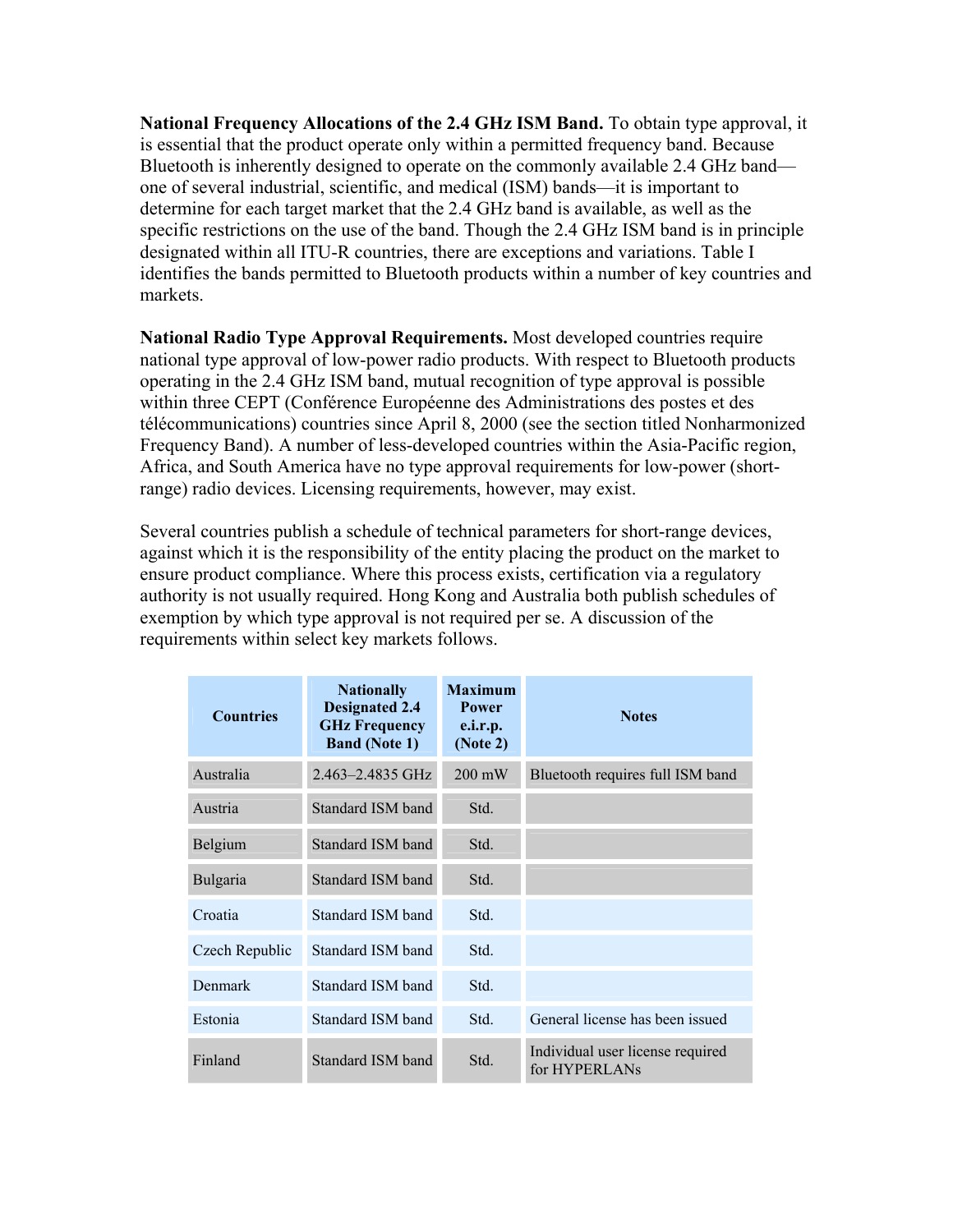**National Frequency Allocations of the 2.4 GHz ISM Band.** To obtain type approval, it is essential that the product operate only within a permitted frequency band. Because Bluetooth is inherently designed to operate on the commonly available 2.4 GHz band—one of several industrial, scientific, and medical (ISM) bands—it is important to determine for each target market that the 2.4 GHz band is available, as well as the specific restrictions on the use of the band. Though the 2.4 GHz ISM band is in principle designated within all ITU-R countries, there are exceptions and variations. Table I identifies the bands permitted to Bluetooth products within a number of key countries and markets.

**National Radio Type Approval Requirements.** Most developed countries require national type approval of low-power radio products. With respect to Bluetooth products operating in the 2.4 GHz ISM band, mutual recognition of type approval is possible within three CEPT (Conférence Européenne des Administrations des postes et des télécommunications) countries since April 8, 2000 (see the section titled Nonharmonized Frequency Band). A number of less-developed countries within the Asia-Pacific region, Africa, and South America have no type approval requirements for low-power (short-range) radio devices. Licensing requirements, however, may exist.

Several countries publish a schedule of technical parameters for short-range devices, against which it is the responsibility of the entity placing the product on the market to ensure product compliance. Where this process exists, certification via a regulatory authority is not usually required. Hong Kong and Australia both publish schedules of exemption by which type approval is not required per se. A discussion of the requirements within select key markets follows.

| Countries | Nationally Designated 2.4 GHz Frequency Band (Note 1) | Maximum Power e.i.r.p. (Note 2) | Notes |
|---|---|---|---|
| Australia | 2.463–2.4835 GHz | 200 mW | Bluetooth requires full ISM band |
| Austria | Standard ISM band | Std. | |
| Belgium | Standard ISM band | Std. | |
| Bulgaria | Standard ISM band | Std. | |
| Croatia | Standard ISM band | Std. | |
| Czech Republic | Standard ISM band | Std. | |
| Denmark | Standard ISM band | Std. | |
| Estonia | Standard ISM band | Std. | General license has been issued |
| Finland | Standard ISM band | Std. | Individual user license required for HYPERLANs |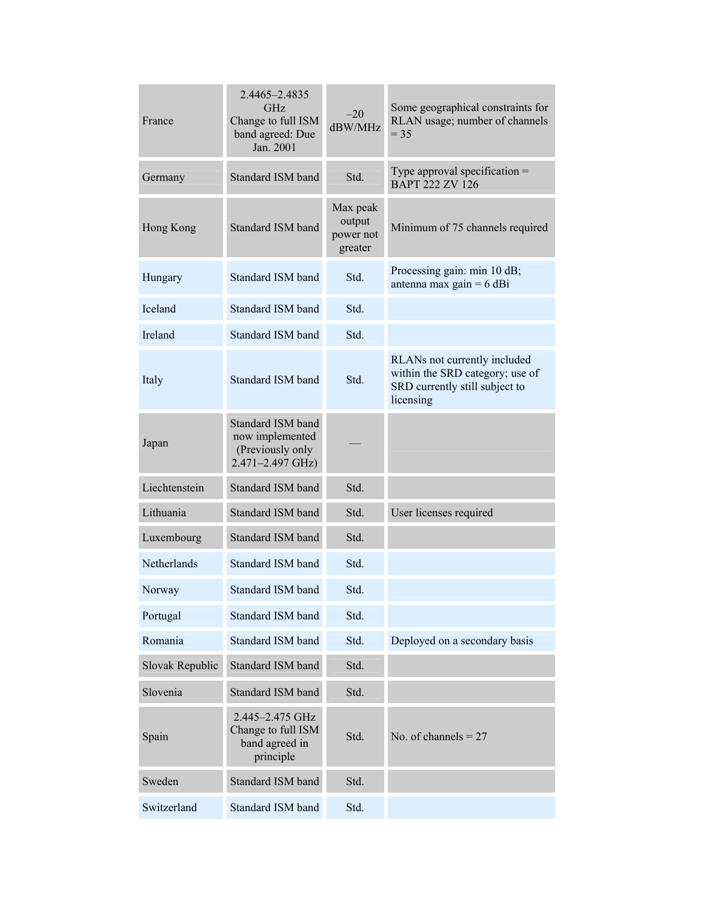| | | | |
|---|---|---|---|
| France | 2.4465–2.4835 GHz Change to full ISM band agreed: Due Jan. 2001 | –20 dBW/MHz | Some geographical constraints for RLAN usage; number of channels = 35 |
| Germany | Standard ISM band | Std. | Type approval specification = BAPT 222 ZV 126 |
| Hong Kong | Standard ISM band | Max peak output power not greater | Minimum of 75 channels required |
| Hungary | Standard ISM band | Std. | Processing gain: min 10 dB; antenna max gain = 6 dBi |
| Iceland | Standard ISM band | Std. | |
| Ireland | Standard ISM band | Std. | |
| Italy | Standard ISM band | Std. | RLANs not currently included within the SRD category; use of SRD currently still subject to licensing |
| Japan | Standard ISM band now implemented (Previously only 2.471–2.497 GHz) | — | |
| Liechtenstein | Standard ISM band | Std. | |
| Lithuania | Standard ISM band | Std. | User licenses required |
| Luxembourg | Standard ISM band | Std. | |
| Netherlands | Standard ISM band | Std. | |
| Norway | Standard ISM band | Std. | |
| Portugal | Standard ISM band | Std. | |
| Romania | Standard ISM band | Std. | Deployed on a secondary basis |
| Slovak Republic | Standard ISM band | Std. | |
| Slovenia | Standard ISM band | Std. | |
| Spain | 2.445–2.475 GHz Change to full ISM band agreed in principle | Std. | No. of channels = 27 |
| Sweden | Standard ISM band | Std. | |
| Switzerland | Standard ISM band | Std. | |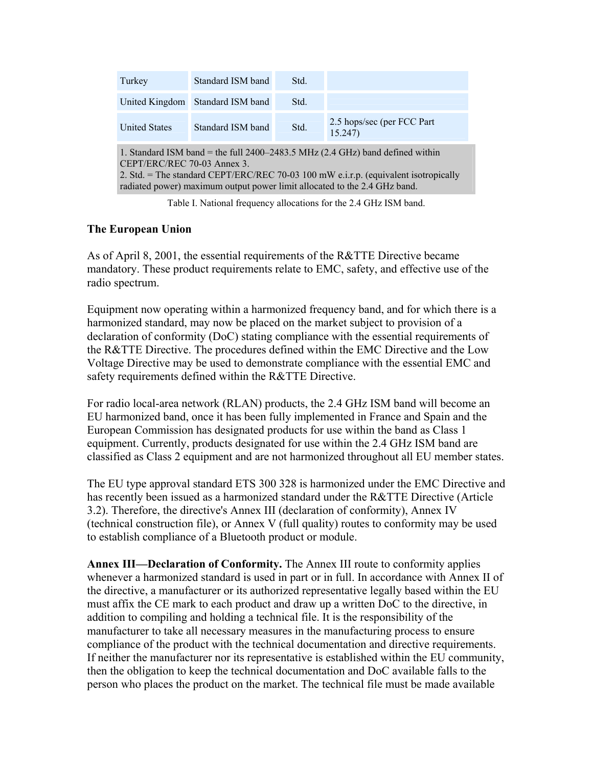| Turkey | Standard ISM band | Std. | |
|---|---|---|---|
| United Kingdom | Standard ISM band | Std. | |
| United States | Standard ISM band | Std. | 2.5 hops/sec (per FCC Part 15.247) |

1. Standard ISM band = the full 2400–2483.5 MHz (2.4 GHz) band defined within CEPT/ERC/REC 70-03 Annex 3.
2. Std. = The standard CEPT/ERC/REC 70-03 100 mW e.i.r.p. (equivalent isotropically radiated power) maximum output power limit allocated to the 2.4 GHz band.

Table I. National frequency allocations for the 2.4 GHz ISM band.

**The European Union**

As of April 8, 2001, the essential requirements of the R&TTE Directive became mandatory. These product requirements relate to EMC, safety, and effective use of the radio spectrum.

Equipment now operating within a harmonized frequency band, and for which there is a harmonized standard, may now be placed on the market subject to provision of a declaration of conformity (DoC) stating compliance with the essential requirements of the R&TTE Directive. The procedures defined within the EMC Directive and the Low Voltage Directive may be used to demonstrate compliance with the essential EMC and safety requirements defined within the R&TTE Directive.

For radio local-area network (RLAN) products, the 2.4 GHz ISM band will become an EU harmonized band, once it has been fully implemented in France and Spain and the European Commission has designated products for use within the band as Class 1 equipment. Currently, products designated for use within the 2.4 GHz ISM band are classified as Class 2 equipment and are not harmonized throughout all EU member states.

The EU type approval standard ETS 300 328 is harmonized under the EMC Directive and has recently been issued as a harmonized standard under the R&TTE Directive (Article 3.2). Therefore, the directive's Annex III (declaration of conformity), Annex IV (technical construction file), or Annex V (full quality) routes to conformity may be used to establish compliance of a Bluetooth product or module.

**Annex III—Declaration of Conformity.** The Annex III route to conformity applies whenever a harmonized standard is used in part or in full. In accordance with Annex II of the directive, a manufacturer or its authorized representative legally based within the EU must affix the CE mark to each product and draw up a written DoC to the directive, in addition to compiling and holding a technical file. It is the responsibility of the manufacturer to take all necessary measures in the manufacturing process to ensure compliance of the product with the technical documentation and directive requirements. If neither the manufacturer nor its representative is established within the EU community, then the obligation to keep the technical documentation and DoC available falls to the person who places the product on the market. The technical file must be made available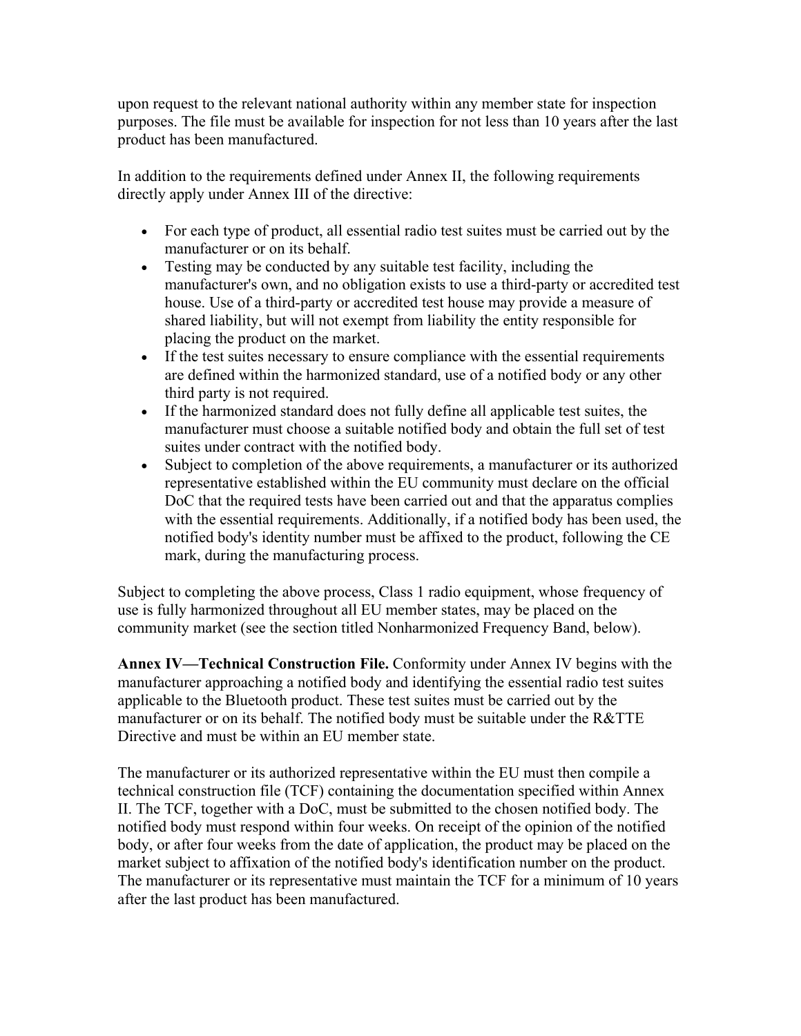upon request to the relevant national authority within any member state for inspection purposes. The file must be available for inspection for not less than 10 years after the last product has been manufactured.

In addition to the requirements defined under Annex II, the following requirements directly apply under Annex III of the directive:

- For each type of product, all essential radio test suites must be carried out by the manufacturer or on its behalf.
- Testing may be conducted by any suitable test facility, including the manufacturer's own, and no obligation exists to use a third-party or accredited test house. Use of a third-party or accredited test house may provide a measure of shared liability, but will not exempt from liability the entity responsible for placing the product on the market.
- If the test suites necessary to ensure compliance with the essential requirements are defined within the harmonized standard, use of a notified body or any other third party is not required.
- If the harmonized standard does not fully define all applicable test suites, the manufacturer must choose a suitable notified body and obtain the full set of test suites under contract with the notified body.
- Subject to completion of the above requirements, a manufacturer or its authorized representative established within the EU community must declare on the official DoC that the required tests have been carried out and that the apparatus complies with the essential requirements. Additionally, if a notified body has been used, the notified body's identity number must be affixed to the product, following the CE mark, during the manufacturing process.

Subject to completing the above process, Class 1 radio equipment, whose frequency of use is fully harmonized throughout all EU member states, may be placed on the community market (see the section titled Nonharmonized Frequency Band, below).

**Annex IV—Technical Construction File.** Conformity under Annex IV begins with the manufacturer approaching a notified body and identifying the essential radio test suites applicable to the Bluetooth product. These test suites must be carried out by the manufacturer or on its behalf. The notified body must be suitable under the R&TTE Directive and must be within an EU member state.

The manufacturer or its authorized representative within the EU must then compile a technical construction file (TCF) containing the documentation specified within Annex II. The TCF, together with a DoC, must be submitted to the chosen notified body. The notified body must respond within four weeks. On receipt of the opinion of the notified body, or after four weeks from the date of application, the product may be placed on the market subject to affixation of the notified body's identification number on the product. The manufacturer or its representative must maintain the TCF for a minimum of 10 years after the last product has been manufactured.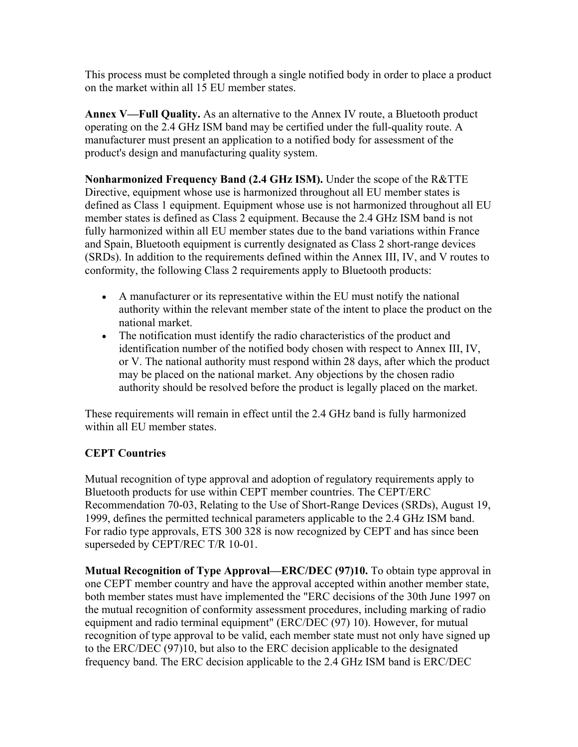This process must be completed through a single notified body in order to place a product on the market within all 15 EU member states.

**Annex V—Full Quality.** As an alternative to the Annex IV route, a Bluetooth product operating on the 2.4 GHz ISM band may be certified under the full-quality route. A manufacturer must present an application to a notified body for assessment of the product's design and manufacturing quality system.

**Nonharmonized Frequency Band (2.4 GHz ISM).** Under the scope of the R&TTE Directive, equipment whose use is harmonized throughout all EU member states is defined as Class 1 equipment. Equipment whose use is not harmonized throughout all EU member states is defined as Class 2 equipment. Because the 2.4 GHz ISM band is not fully harmonized within all EU member states due to the band variations within France and Spain, Bluetooth equipment is currently designated as Class 2 short-range devices (SRDs). In addition to the requirements defined within the Annex III, IV, and V routes to conformity, the following Class 2 requirements apply to Bluetooth products:

- A manufacturer or its representative within the EU must notify the national authority within the relevant member state of the intent to place the product on the national market.
- The notification must identify the radio characteristics of the product and identification number of the notified body chosen with respect to Annex III, IV, or V. The national authority must respond within 28 days, after which the product may be placed on the national market. Any objections by the chosen radio authority should be resolved before the product is legally placed on the market.

These requirements will remain in effect until the 2.4 GHz band is fully harmonized within all EU member states.

### CEPT Countries

Mutual recognition of type approval and adoption of regulatory requirements apply to Bluetooth products for use within CEPT member countries. The CEPT/ERC Recommendation 70-03, Relating to the Use of Short-Range Devices (SRDs), August 19, 1999, defines the permitted technical parameters applicable to the 2.4 GHz ISM band. For radio type approvals, ETS 300 328 is now recognized by CEPT and has since been superseded by CEPT/REC T/R 10-01.

**Mutual Recognition of Type Approval—ERC/DEC (97)10.** To obtain type approval in one CEPT member country and have the approval accepted within another member state, both member states must have implemented the "ERC decisions of the 30th June 1997 on the mutual recognition of conformity assessment procedures, including marking of radio equipment and radio terminal equipment" (ERC/DEC (97) 10). However, for mutual recognition of type approval to be valid, each member state must not only have signed up to the ERC/DEC (97)10, but also to the ERC decision applicable to the designated frequency band. The ERC decision applicable to the 2.4 GHz ISM band is ERC/DEC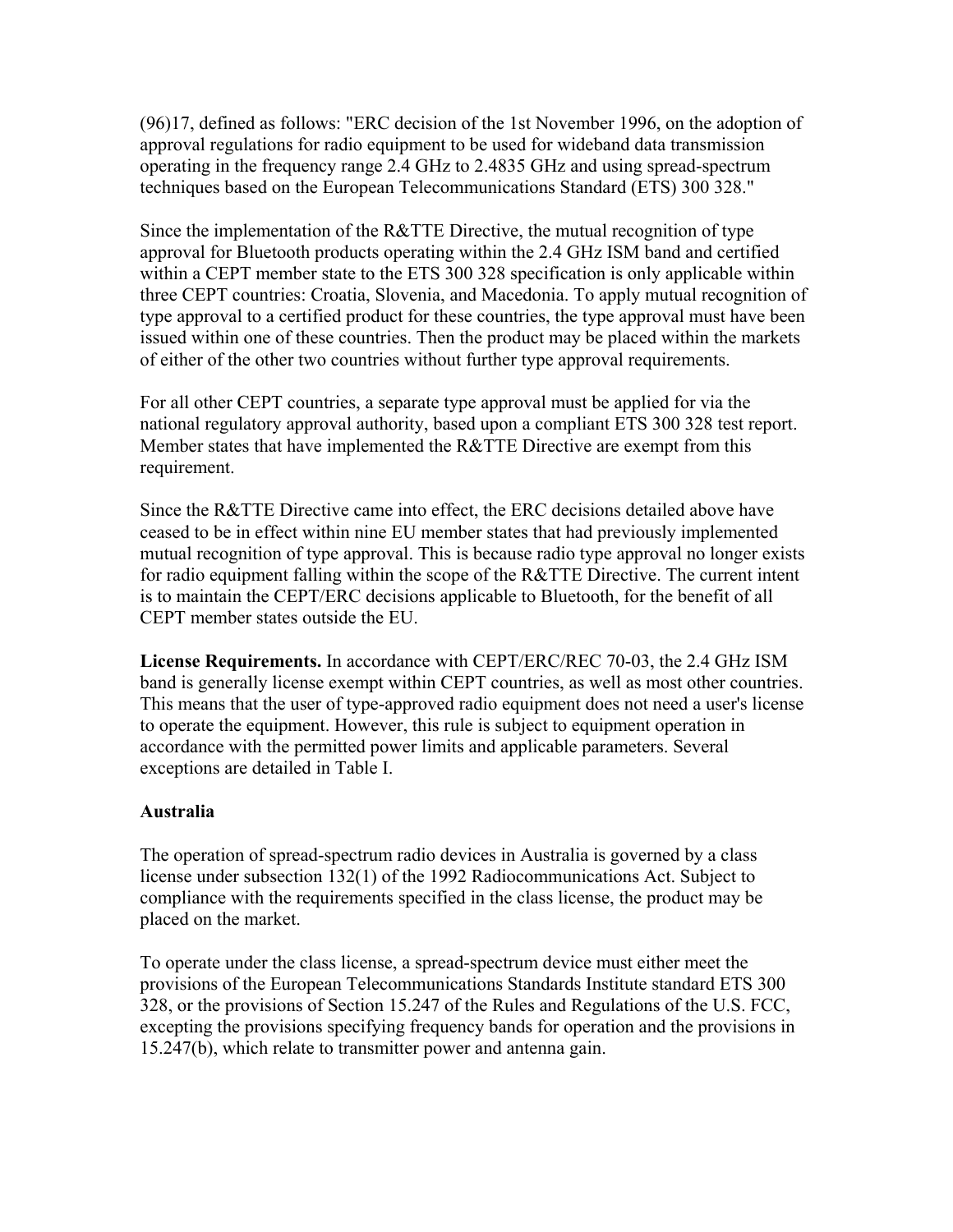(96)17, defined as follows: "ERC decision of the 1st November 1996, on the adoption of approval regulations for radio equipment to be used for wideband data transmission operating in the frequency range 2.4 GHz to 2.4835 GHz and using spread-spectrum techniques based on the European Telecommunications Standard (ETS) 300 328."

Since the implementation of the R&TTE Directive, the mutual recognition of type approval for Bluetooth products operating within the 2.4 GHz ISM band and certified within a CEPT member state to the ETS 300 328 specification is only applicable within three CEPT countries: Croatia, Slovenia, and Macedonia. To apply mutual recognition of type approval to a certified product for these countries, the type approval must have been issued within one of these countries. Then the product may be placed within the markets of either of the other two countries without further type approval requirements.

For all other CEPT countries, a separate type approval must be applied for via the national regulatory approval authority, based upon a compliant ETS 300 328 test report. Member states that have implemented the R&TTE Directive are exempt from this requirement.

Since the R&TTE Directive came into effect, the ERC decisions detailed above have ceased to be in effect within nine EU member states that had previously implemented mutual recognition of type approval. This is because radio type approval no longer exists for radio equipment falling within the scope of the R&TTE Directive. The current intent is to maintain the CEPT/ERC decisions applicable to Bluetooth, for the benefit of all CEPT member states outside the EU.

**License Requirements.** In accordance with CEPT/ERC/REC 70-03, the 2.4 GHz ISM band is generally license exempt within CEPT countries, as well as most other countries. This means that the user of type-approved radio equipment does not need a user's license to operate the equipment. However, this rule is subject to equipment operation in accordance with the permitted power limits and applicable parameters. Several exceptions are detailed in Table I.

**Australia**

The operation of spread-spectrum radio devices in Australia is governed by a class license under subsection 132(1) of the 1992 Radiocommunications Act. Subject to compliance with the requirements specified in the class license, the product may be placed on the market.

To operate under the class license, a spread-spectrum device must either meet the provisions of the European Telecommunications Standards Institute standard ETS 300 328, or the provisions of Section 15.247 of the Rules and Regulations of the U.S. FCC, excepting the provisions specifying frequency bands for operation and the provisions in 15.247(b), which relate to transmitter power and antenna gain.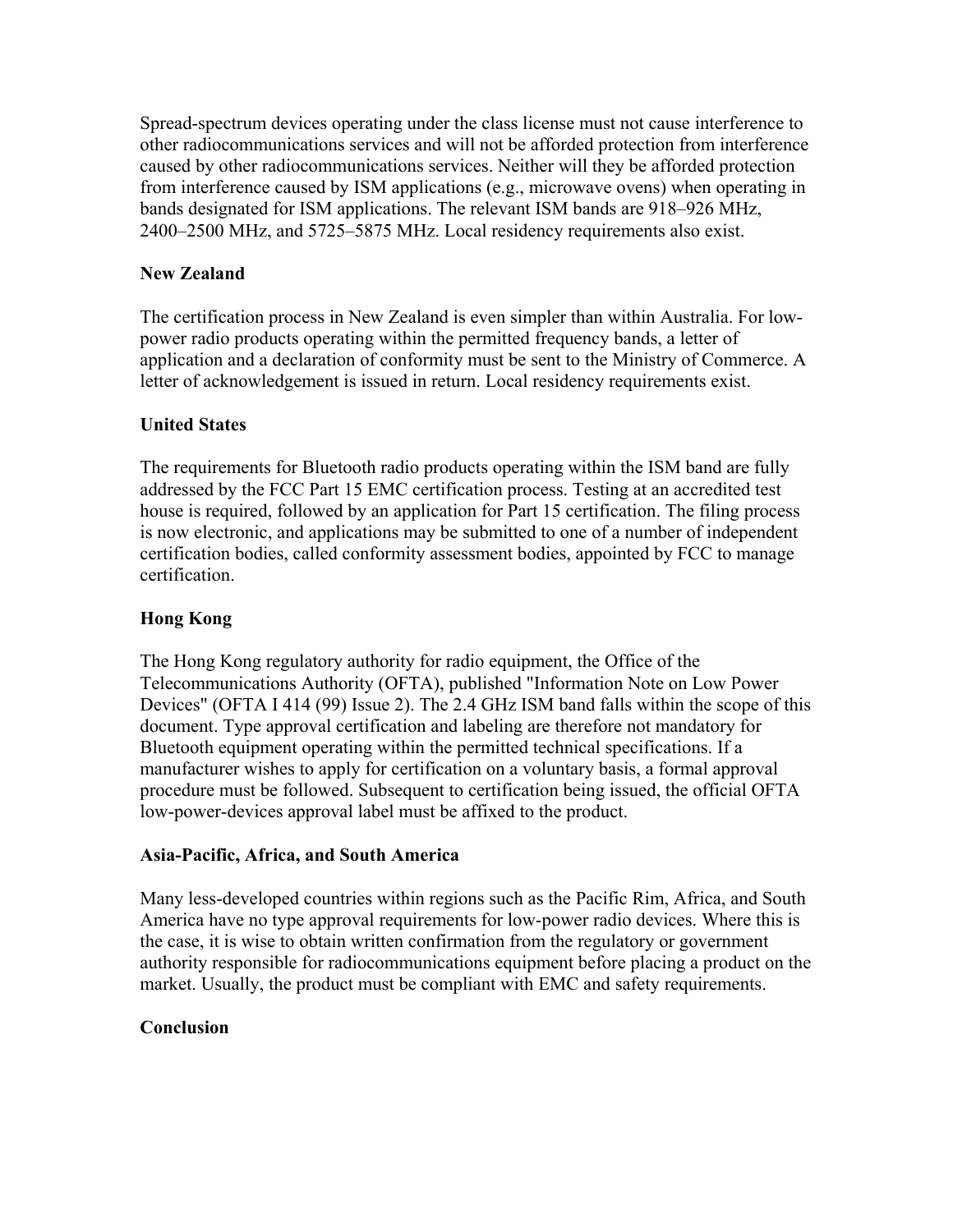Spread-spectrum devices operating under the class license must not cause interference to other radiocommunications services and will not be afforded protection from interference caused by other radiocommunications services. Neither will they be afforded protection from interference caused by ISM applications (e.g., microwave ovens) when operating in bands designated for ISM applications. The relevant ISM bands are 918–926 MHz, 2400–2500 MHz, and 5725–5875 MHz. Local residency requirements also exist.

**New Zealand**

The certification process in New Zealand is even simpler than within Australia. For low-power radio products operating within the permitted frequency bands, a letter of application and a declaration of conformity must be sent to the Ministry of Commerce. A letter of acknowledgement is issued in return. Local residency requirements exist.

**United States**

The requirements for Bluetooth radio products operating within the ISM band are fully addressed by the FCC Part 15 EMC certification process. Testing at an accredited test house is required, followed by an application for Part 15 certification. The filing process is now electronic, and applications may be submitted to one of a number of independent certification bodies, called conformity assessment bodies, appointed by FCC to manage certification.

**Hong Kong**

The Hong Kong regulatory authority for radio equipment, the Office of the Telecommunications Authority (OFTA), published "Information Note on Low Power Devices" (OFTA I 414 (99) Issue 2). The 2.4 GHz ISM band falls within the scope of this document. Type approval certification and labeling are therefore not mandatory for Bluetooth equipment operating within the permitted technical specifications. If a manufacturer wishes to apply for certification on a voluntary basis, a formal approval procedure must be followed. Subsequent to certification being issued, the official OFTA low-power-devices approval label must be affixed to the product.

**Asia-Pacific, Africa, and South America**

Many less-developed countries within regions such as the Pacific Rim, Africa, and South America have no type approval requirements for low-power radio devices. Where this is the case, it is wise to obtain written confirmation from the regulatory or government authority responsible for radiocommunications equipment before placing a product on the market. Usually, the product must be compliant with EMC and safety requirements.

**Conclusion**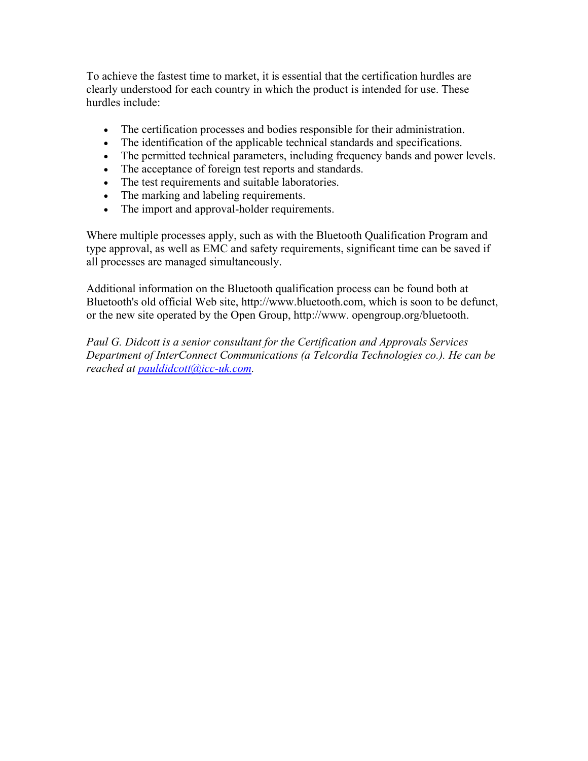To achieve the fastest time to market, it is essential that the certification hurdles are clearly understood for each country in which the product is intended for use. These hurdles include:

- The certification processes and bodies responsible for their administration.
- The identification of the applicable technical standards and specifications.
- The permitted technical parameters, including frequency bands and power levels.
- The acceptance of foreign test reports and standards.
- The test requirements and suitable laboratories.
- The marking and labeling requirements.
- The import and approval-holder requirements.

Where multiple processes apply, such as with the Bluetooth Qualification Program and type approval, as well as EMC and safety requirements, significant time can be saved if all processes are managed simultaneously.

Additional information on the Bluetooth qualification process can be found both at Bluetooth's old official Web site, http://www.bluetooth.com, which is soon to be defunct, or the new site operated by the Open Group, http://www. opengroup.org/bluetooth.

*Paul G. Didcott is a senior consultant for the Certification and Approvals Services Department of InterConnect Communications (a Telcordia Technologies co.). He can be reached at [pauldidcott@icc-uk.com](mailto:pauldidcott@icc-uk.com).*